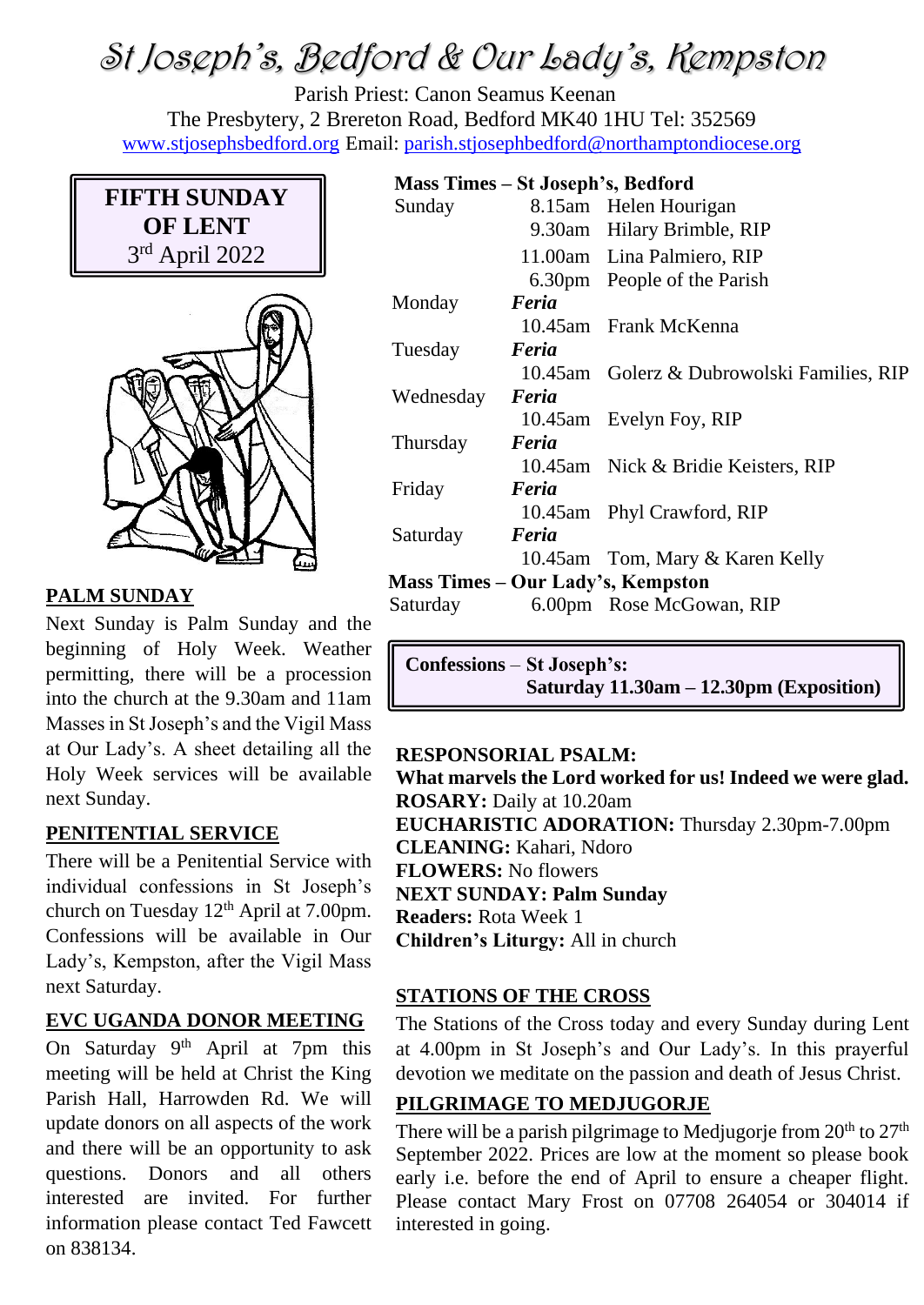# St Joseph's, Bedford & Our Lady's, Kempston

Parish Priest: Canon Seamus Keenan
The Presbytery, 2 Brereton Road, Bedford MK40 1HU Tel: 352569
www.stjosephsbedford.org Email: parish.stjosephbedford@northamptondiocese.org

**FIFTH SUNDAY OF LENT**
3rd April 2022

## PALM SUNDAY

Next Sunday is Palm Sunday and the beginning of Holy Week. Weather permitting, there will be a procession into the church at the 9.30am and 11am Masses in St Joseph's and the Vigil Mass at Our Lady's. A sheet detailing all the Holy Week services will be available next Sunday.

## PENITENTIAL SERVICE

There will be a Penitential Service with individual confessions in St Joseph's church on Tuesday 12th April at 7.00pm. Confessions will be available in Our Lady's, Kempston, after the Vigil Mass next Saturday.

## EVC UGANDA DONOR MEETING

On Saturday 9th April at 7pm this meeting will be held at Christ the King Parish Hall, Harrowden Rd. We will update donors on all aspects of the work and there will be an opportunity to ask questions. Donors and all others interested are invited. For further information please contact Ted Fawcett on 838134.

**Mass Times – St Joseph's, Bedford**

| | | |
|---|---|---|
| Sunday | 8.15am | Helen Hourigan |
| | 9.30am | Hilary Brimble, RIP |
| | 11.00am | Lina Palmiero, RIP |
| | 6.30pm | People of the Parish |
| Monday | ***Feria*** | |
| | 10.45am | Frank McKenna |
| Tuesday | ***Feria*** | |
| | 10.45am | Golerz & Dubrowolski Families, RIP |
| Wednesday | ***Feria*** | |
| | 10.45am | Evelyn Foy, RIP |
| Thursday | ***Feria*** | |
| | 10.45am | Nick & Bridie Keisters, RIP |
| Friday | ***Feria*** | |
| | 10.45am | Phyl Crawford, RIP |
| Saturday | ***Feria*** | |
| | 10.45am | Tom, Mary & Karen Kelly |

**Mass Times – Our Lady's, Kempston**

| | | |
|---|---|---|
| Saturday | 6.00pm | Rose McGowan, RIP |

**Confessions – St Joseph's:**
**Saturday 11.30am – 12.30pm (Exposition)**

**RESPONSORIAL PSALM:**
**What marvels the Lord worked for us! Indeed we were glad.**
**ROSARY:** Daily at 10.20am
**EUCHARISTIC ADORATION:** Thursday 2.30pm-7.00pm
**CLEANING:** Kahari, Ndoro
**FLOWERS:** No flowers
**NEXT SUNDAY: Palm Sunday**
**Readers:** Rota Week 1
**Children's Liturgy:** All in church

## STATIONS OF THE CROSS

The Stations of the Cross today and every Sunday during Lent at 4.00pm in St Joseph's and Our Lady's. In this prayerful devotion we meditate on the passion and death of Jesus Christ.

## PILGRIMAGE TO MEDJUGORJE

There will be a parish pilgrimage to Medjugorje from 20th to 27th September 2022. Prices are low at the moment so please book early i.e. before the end of April to ensure a cheaper flight. Please contact Mary Frost on 07708 264054 or 304014 if interested in going.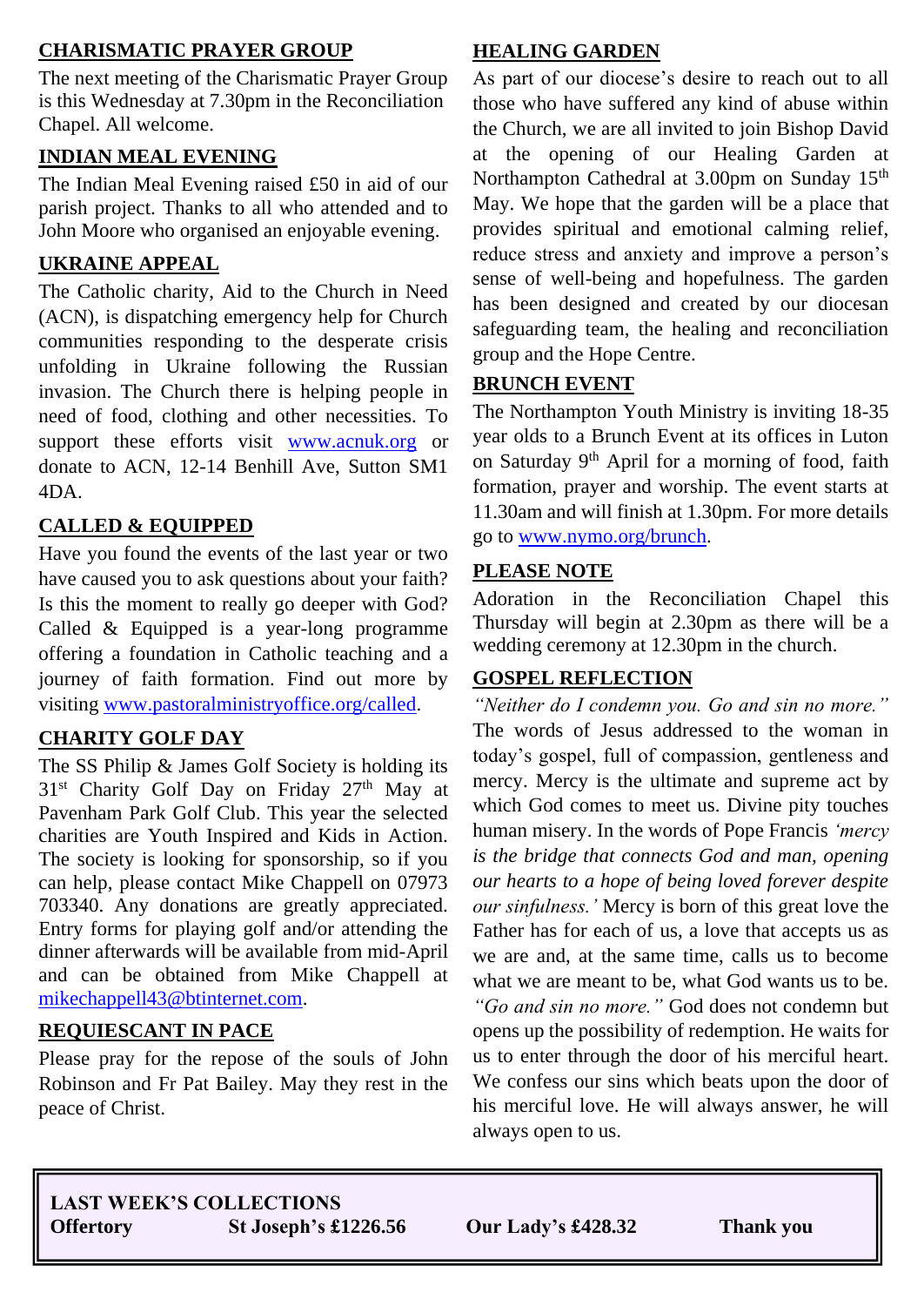## CHARISMATIC PRAYER GROUP

The next meeting of the Charismatic Prayer Group is this Wednesday at 7.30pm in the Reconciliation Chapel. All welcome.

## INDIAN MEAL EVENING

The Indian Meal Evening raised £50 in aid of our parish project. Thanks to all who attended and to John Moore who organised an enjoyable evening.

## UKRAINE APPEAL

The Catholic charity, Aid to the Church in Need (ACN), is dispatching emergency help for Church communities responding to the desperate crisis unfolding in Ukraine following the Russian invasion. The Church there is helping people in need of food, clothing and other necessities. To support these efforts visit www.acnuk.org or donate to ACN, 12-14 Benhill Ave, Sutton SM1 4DA.

## CALLED & EQUIPPED

Have you found the events of the last year or two have caused you to ask questions about your faith? Is this the moment to really go deeper with God? Called & Equipped is a year-long programme offering a foundation in Catholic teaching and a journey of faith formation. Find out more by visiting www.pastoralministryoffice.org/called.

## CHARITY GOLF DAY

The SS Philip & James Golf Society is holding its 31st Charity Golf Day on Friday 27th May at Pavenham Park Golf Club. This year the selected charities are Youth Inspired and Kids in Action. The society is looking for sponsorship, so if you can help, please contact Mike Chappell on 07973 703340. Any donations are greatly appreciated. Entry forms for playing golf and/or attending the dinner afterwards will be available from mid-April and can be obtained from Mike Chappell at mikechappell43@btinternet.com.

## REQUIESCANT IN PACE

Please pray for the repose of the souls of John Robinson and Fr Pat Bailey. May they rest in the peace of Christ.

## HEALING GARDEN

As part of our diocese's desire to reach out to all those who have suffered any kind of abuse within the Church, we are all invited to join Bishop David at the opening of our Healing Garden at Northampton Cathedral at 3.00pm on Sunday 15th May. We hope that the garden will be a place that provides spiritual and emotional calming relief, reduce stress and anxiety and improve a person's sense of well-being and hopefulness. The garden has been designed and created by our diocesan safeguarding team, the healing and reconciliation group and the Hope Centre.

## BRUNCH EVENT

The Northampton Youth Ministry is inviting 18-35 year olds to a Brunch Event at its offices in Luton on Saturday 9th April for a morning of food, faith formation, prayer and worship. The event starts at 11.30am and will finish at 1.30pm. For more details go to www.nymo.org/brunch.

## PLEASE NOTE

Adoration in the Reconciliation Chapel this Thursday will begin at 2.30pm as there will be a wedding ceremony at 12.30pm in the church.

## GOSPEL REFLECTION

*"Neither do I condemn you. Go and sin no more."* The words of Jesus addressed to the woman in today's gospel, full of compassion, gentleness and mercy. Mercy is the ultimate and supreme act by which God comes to meet us. Divine pity touches human misery. In the words of Pope Francis *'mercy is the bridge that connects God and man, opening our hearts to a hope of being loved forever despite our sinfulness.'* Mercy is born of this great love the Father has for each of us, a love that accepts us as we are and, at the same time, calls us to become what we are meant to be, what God wants us to be. *"Go and sin no more."* God does not condemn but opens up the possibility of redemption. He waits for us to enter through the door of his merciful heart. We confess our sins which beats upon the door of his merciful love. He will always answer, he will always open to us.

**LAST WEEK'S COLLECTIONS**

**Offertory** **St Joseph's £1226.56** **Our Lady's £428.32** **Thank you**